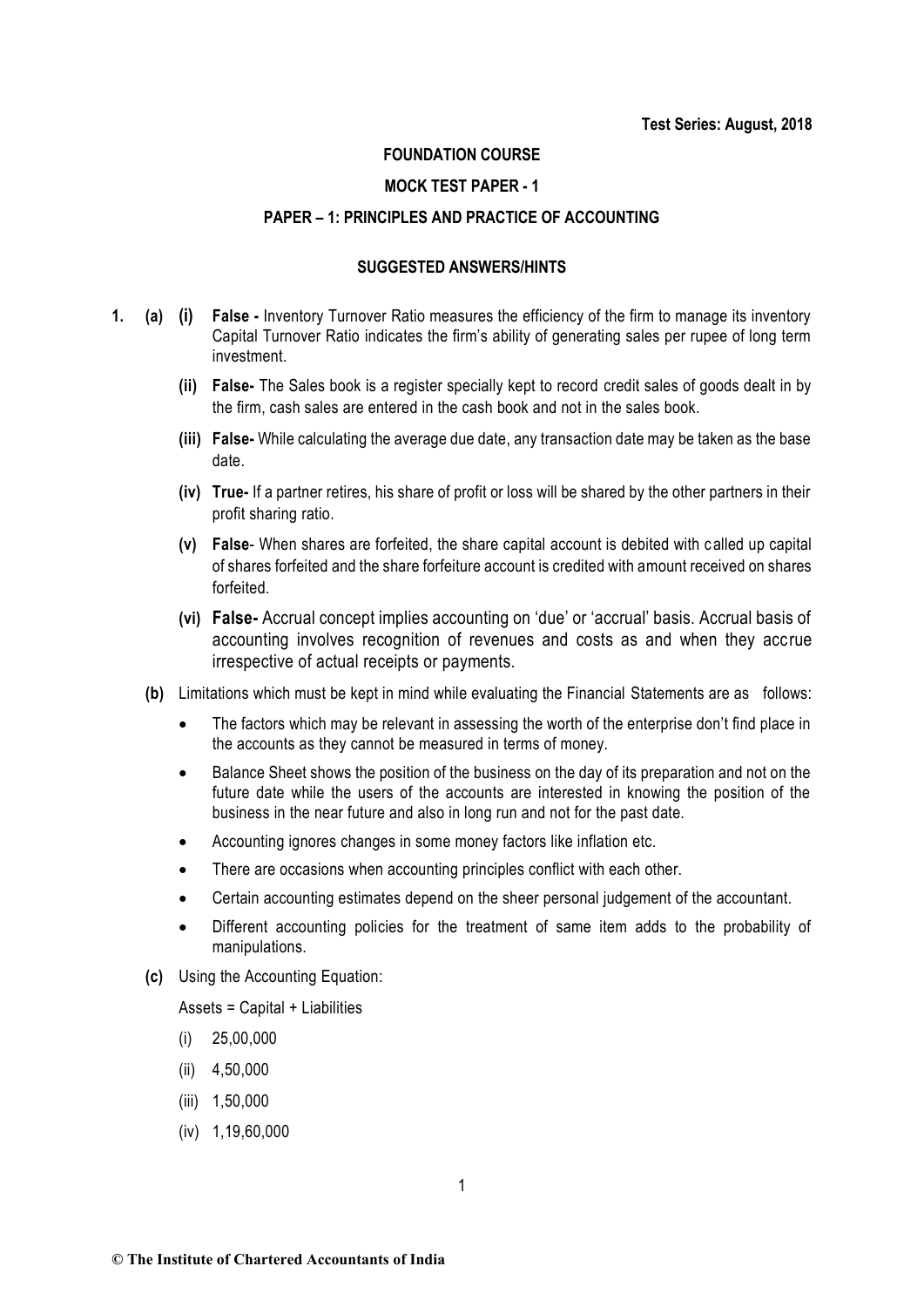**Test Series: August, 2018**

**FOUNDATION COURSE**

**MOCK TEST PAPER - 1**

**PAPER – 1: PRINCIPLES AND PRACTICE OF ACCOUNTING**

**SUGGESTED ANSWERS/HINTS**

1. **(a)** **(i)** **False -** Inventory Turnover Ratio measures the efficiency of the firm to manage its inventory Capital Turnover Ratio indicates the firm's ability of generating sales per rupee of long term investment.

   **(ii)** **False-** The Sales book is a register specially kept to record credit sales of goods dealt in by the firm, cash sales are entered in the cash book and not in the sales book.

   **(iii)** **False-** While calculating the average due date, any transaction date may be taken as the base date.

   **(iv)** **True-** If a partner retires, his share of profit or loss will be shared by the other partners in their profit sharing ratio.

   **(v)** **False**- When shares are forfeited, the share capital account is debited with called up capital of shares forfeited and the share forfeiture account is credited with amount received on shares forfeited.

   **(vi)** **False-** Accrual concept implies accounting on 'due' or 'accrual' basis. Accrual basis of accounting involves recognition of revenues and costs as and when they accrue irrespective of actual receipts or payments.

   **(b)** Limitations which must be kept in mind while evaluating the Financial Statements are as follows:

   - The factors which may be relevant in assessing the worth of the enterprise don't find place in the accounts as they cannot be measured in terms of money.
   - Balance Sheet shows the position of the business on the day of its preparation and not on the future date while the users of the accounts are interested in knowing the position of the business in the near future and also in long run and not for the past date.
   - Accounting ignores changes in some money factors like inflation etc.
   - There are occasions when accounting principles conflict with each other.
   - Certain accounting estimates depend on the sheer personal judgement of the accountant.
   - Different accounting policies for the treatment of same item adds to the probability of manipulations.

   **(c)** Using the Accounting Equation:

   Assets = Capital + Liabilities

   (i) 25,00,000

   (ii) 4,50,000

   (iii) 1,50,000

   (iv) 1,19,60,000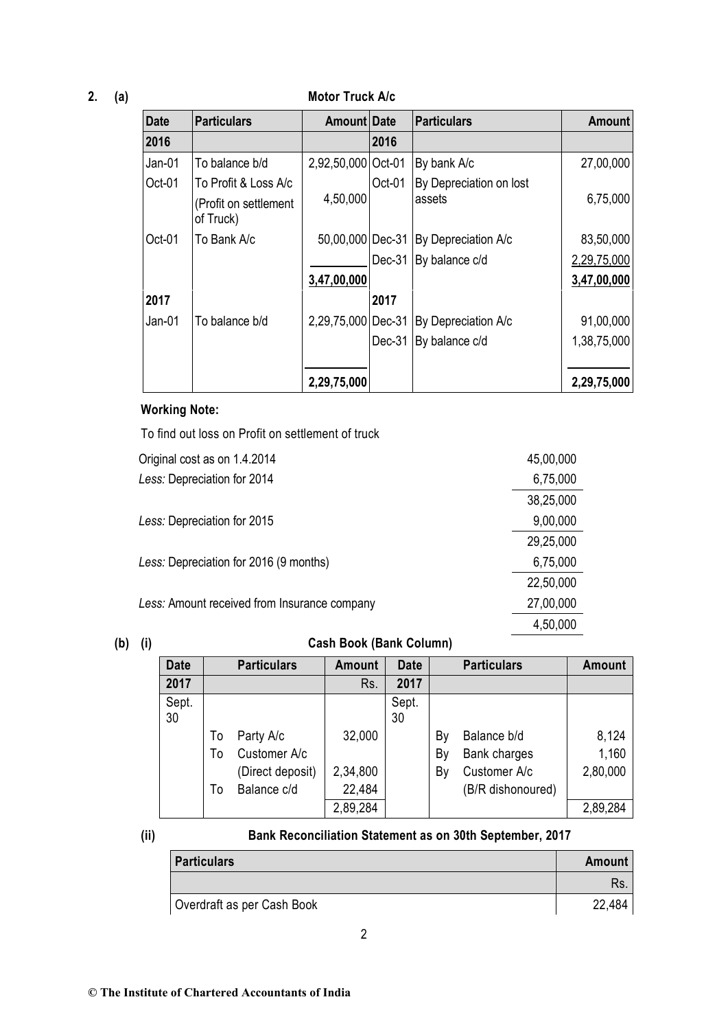**2. (a)**

**Motor Truck A/c**

| Date | Particulars | Amount | Date | Particulars | Amount |
|---|---|---|---|---|---|
| **2016** | | | **2016** | | |
| Jan-01 | To balance b/d | 2,92,50,000 | Oct-01 | By bank A/c | 27,00,000 |
| Oct-01 | To Profit & Loss A/c (Profit on settlement of Truck) | 4,50,000 | Oct-01 | By Depreciation on lost assets | 6,75,000 |
| Oct-01 | To Bank A/c | 50,00,000 | Dec-31 | By Depreciation A/c | 83,50,000 |
| | | | Dec-31 | By balance c/d | 2,29,75,000 |
| | | **3,47,00,000** | | | **3,47,00,000** |
| **2017** | | | **2017** | | |
| Jan-01 | To balance b/d | 2,29,75,000 | Dec-31 | By Depreciation A/c | 91,00,000 |
| | | | Dec-31 | By balance c/d | 1,38,75,000 |
| | | **2,29,75,000** | | | **2,29,75,000** |

**Working Note:**

To find out loss on Profit on settlement of truck

| | |
|---|---|
| Original cost as on 1.4.2014 | 45,00,000 |
| *Less:* Depreciation for 2014 | 6,75,000 |
| | 38,25,000 |
| *Less:* Depreciation for 2015 | 9,00,000 |
| | 29,25,000 |
| *Less:* Depreciation for 2016 (9 months) | 6,75,000 |
| | 22,50,000 |
| *Less:* Amount received from Insurance company | 27,00,000 |
| | 4,50,000 |

**(b) (i)**

**Cash Book (Bank Column)**

| Date | Particulars | Amount | Date | Particulars | Amount |
|---|---|---|---|---|---|
| 2017 | | Rs. | 2017 | | |
| Sept. 30 | | | Sept. 30 | | |
| | To Party A/c | 32,000 | | By Balance b/d | 8,124 |
| | To Customer A/c (Direct deposit) | 2,34,800 | | By Bank charges | 1,160 |
| | To Balance c/d | 22,484 | | By Customer A/c (B/R dishonoured) | 2,80,000 |
| | | 2,89,284 | | | 2,89,284 |

**(ii)**

**Bank Reconciliation Statement as on 30th September, 2017**

| Particulars | Amount |
|---|---|
| | Rs. |
| Overdraft as per Cash Book | 22,484 |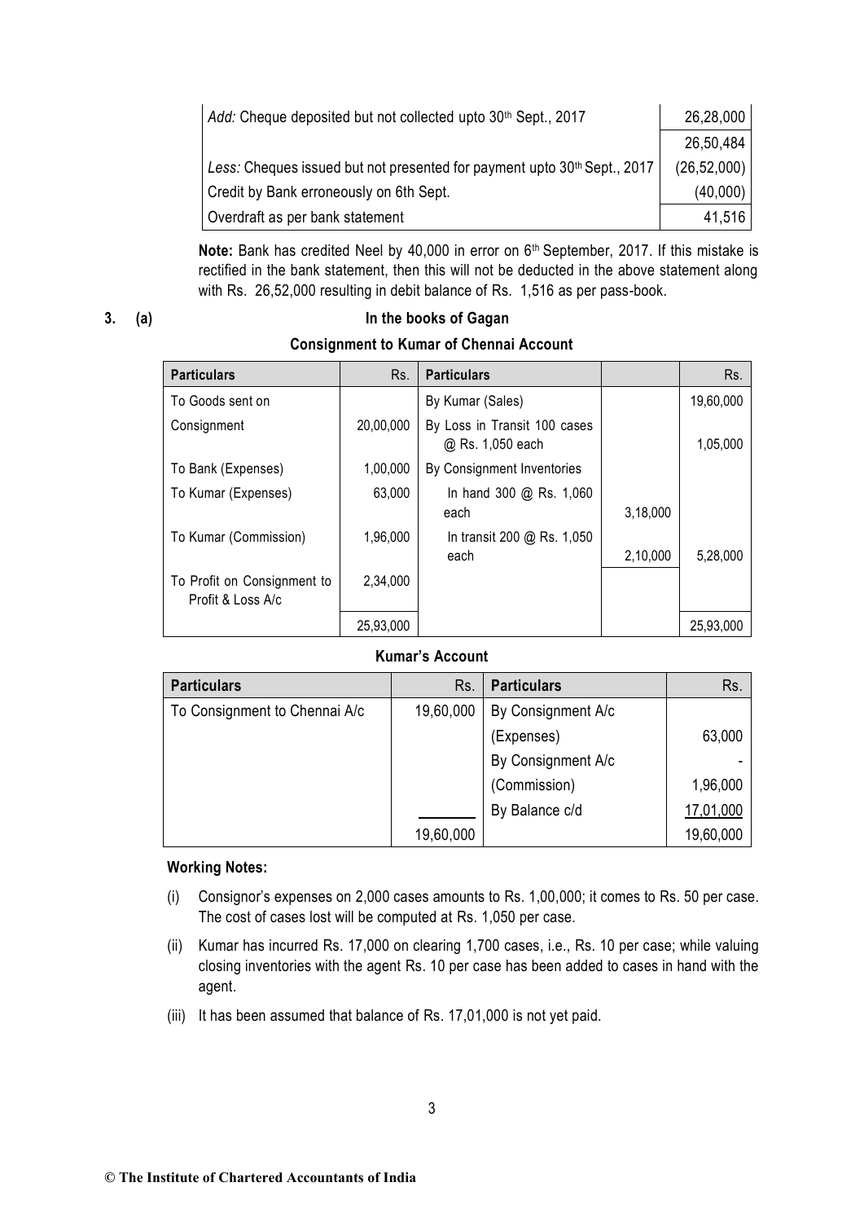| | |
|---|---|
| *Add:* Cheque deposited but not collected upto 30th Sept., 2017 | 26,28,000 |
| | 26,50,484 |
| *Less:* Cheques issued but not presented for payment upto 30th Sept., 2017 | (26,52,000) |
| Credit by Bank erroneously on 6th Sept. | (40,000) |
| Overdraft as per bank statement | 41,516 |

**Note:** Bank has credited Neel by 40,000 in error on 6th September, 2017. If this mistake is rectified in the bank statement, then this will not be deducted in the above statement along with Rs. 26,52,000 resulting in debit balance of Rs. 1,516 as per pass-book.

**3. (a)**

**In the books of Gagan**

**Consignment to Kumar of Chennai Account**

| Particulars | Rs. | Particulars | | Rs. |
|---|---|---|---|---|
| To Goods sent on Consignment | 20,00,000 | By Kumar (Sales) | | 19,60,000 |
| To Bank (Expenses) | 1,00,000 | By Loss in Transit 100 cases @ Rs. 1,050 each | | 1,05,000 |
| To Kumar (Expenses) | 63,000 | By Consignment Inventories | | |
| To Kumar (Commission) | 1,96,000 | In hand 300 @ Rs. 1,060 each | 3,18,000 | |
| To Profit on Consignment to Profit & Loss A/c | 2,34,000 | In transit 200 @ Rs. 1,050 each | 2,10,000 | 5,28,000 |
| | 25,93,000 | | | 25,93,000 |

**Kumar's Account**

| Particulars | Rs. | Particulars | Rs. |
|---|---|---|---|
| To Consignment to Chennai A/c | 19,60,000 | By Consignment A/c (Expenses) | 63,000 |
| | | By Consignment A/c (Commission) | 1,96,000 |
| | | By Balance c/d | 17,01,000 |
| | 19,60,000 | | 19,60,000 |

**Working Notes:**

(i) Consignor's expenses on 2,000 cases amounts to Rs. 1,00,000; it comes to Rs. 50 per case. The cost of cases lost will be computed at Rs. 1,050 per case.

(ii) Kumar has incurred Rs. 17,000 on clearing 1,700 cases, i.e., Rs. 10 per case; while valuing closing inventories with the agent Rs. 10 per case has been added to cases in hand with the agent.

(iii) It has been assumed that balance of Rs. 17,01,000 is not yet paid.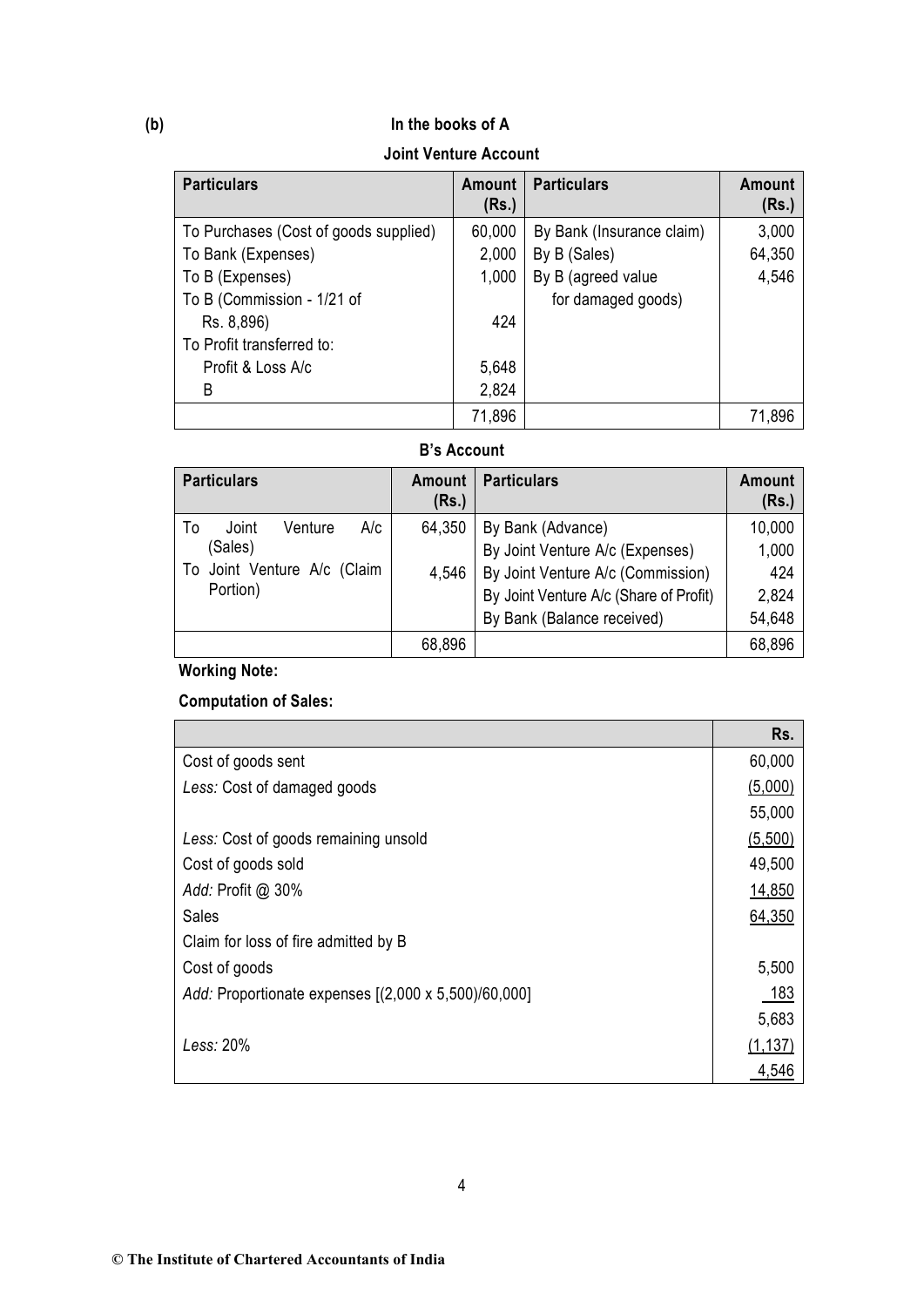**(b)**

### In the books of A

#### Joint Venture Account

| Particulars | Amount (Rs.) | Particulars | Amount (Rs.) |
|---|---|---|---|
| To Purchases (Cost of goods supplied) | 60,000 | By Bank (Insurance claim) | 3,000 |
| To Bank (Expenses) | 2,000 | By B (Sales) | 64,350 |
| To B (Expenses) | 1,000 | By B (agreed value for damaged goods) | 4,546 |
| To B (Commission - 1/21 of Rs. 8,896) | 424 | | |
| To Profit transferred to: | | | |
| Profit & Loss A/c | 5,648 | | |
| B | 2,824 | | |
| | 71,896 | | 71,896 |

#### B's Account

| Particulars | Amount (Rs.) | Particulars | Amount (Rs.) |
|---|---|---|---|
| To Joint Venture A/c (Sales) | 64,350 | By Bank (Advance) | 10,000 |
| To Joint Venture A/c (Claim Portion) | 4,546 | By Joint Venture A/c (Expenses) | 1,000 |
| | | By Joint Venture A/c (Commission) | 424 |
| | | By Joint Venture A/c (Share of Profit) | 2,824 |
| | | By Bank (Balance received) | 54,648 |
| | 68,896 | | 68,896 |

**Working Note:**

**Computation of Sales:**

| | Rs. |
|---|---|
| Cost of goods sent | 60,000 |
| *Less:* Cost of damaged goods | (5,000) |
| | 55,000 |
| *Less:* Cost of goods remaining unsold | (5,500) |
| Cost of goods sold | 49,500 |
| *Add:* Profit @ 30% | 14,850 |
| Sales | 64,350 |
| Claim for loss of fire admitted by B | |
| Cost of goods | 5,500 |
| *Add:* Proportionate expenses [(2,000 x 5,500)/60,000] | 183 |
| | 5,683 |
| *Less:* 20% | (1,137) |
| | 4,546 |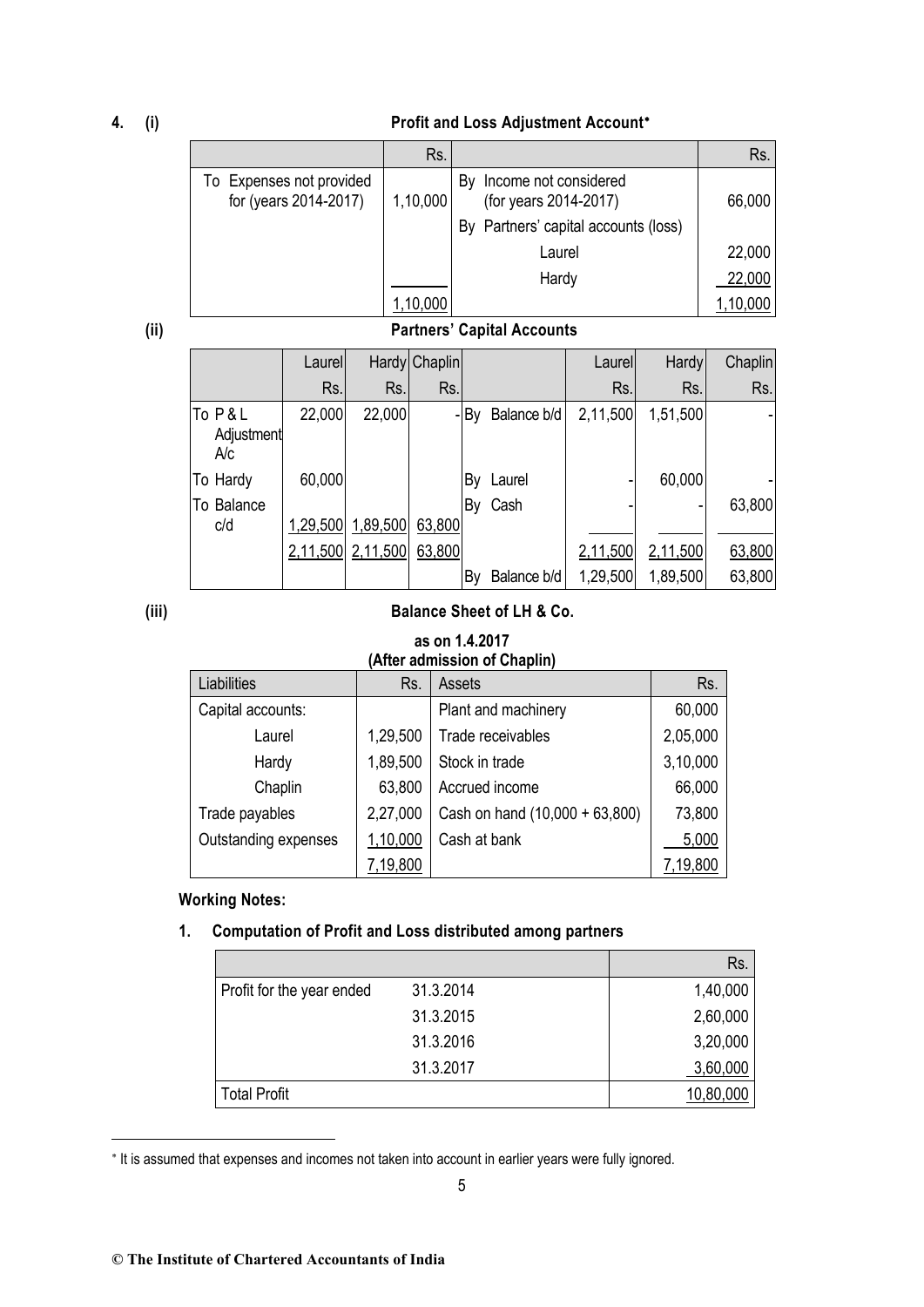**4. (i) Profit and Loss Adjustment Account***

| | Rs. | | Rs. |
|---|---|---|---|
| To Expenses not provided for (years 2014-2017) | 1,10,000 | By Income not considered (for years 2014-2017) | 66,000 |
| | | By Partners' capital accounts (loss) | |
| | | Laurel | 22,000 |
| | | Hardy | 22,000 |
| | 1,10,000 | | 1,10,000 |

**(ii) Partners' Capital Accounts**

| | Laurel | Hardy | Chaplin | | Laurel | Hardy | Chaplin |
|---|---|---|---|---|---|---|---|
| | Rs. | Rs. | Rs. | | Rs. | Rs. | Rs. |
| To P & L Adjustment A/c | 22,000 | 22,000 | - | By Balance b/d | 2,11,500 | 1,51,500 | - |
| To Hardy | 60,000 | | | By Laurel | - | 60,000 | - |
| To Balance c/d | 1,29,500 | 1,89,500 | 63,800 | By Cash | - | - | 63,800 |
| | 2,11,500 | 2,11,500 | 63,800 | | 2,11,500 | 2,11,500 | 63,800 |
| | | | | By Balance b/d | 1,29,500 | 1,89,500 | 63,800 |

**(iii) Balance Sheet of LH & Co.**

**as on 1.4.2017**
**(After admission of Chaplin)**

| Liabilities | Rs. | Assets | Rs. |
|---|---|---|---|
| Capital accounts: | | Plant and machinery | 60,000 |
| Laurel | 1,29,500 | Trade receivables | 2,05,000 |
| Hardy | 1,89,500 | Stock in trade | 3,10,000 |
| Chaplin | 63,800 | Accrued income | 66,000 |
| Trade payables | 2,27,000 | Cash on hand (10,000 + 63,800) | 73,800 |
| Outstanding expenses | 1,10,000 | Cash at bank | 5,000 |
| | 7,19,800 | | 7,19,800 |

**Working Notes:**

**1. Computation of Profit and Loss distributed among partners**

| | | Rs. |
|---|---|---|
| Profit for the year ended | 31.3.2014 | 1,40,000 |
| | 31.3.2015 | 2,60,000 |
| | 31.3.2016 | 3,20,000 |
| | 31.3.2017 | 3,60,000 |
| Total Profit | | 10,80,000 |

* It is assumed that expenses and incomes not taken into account in earlier years were fully ignored.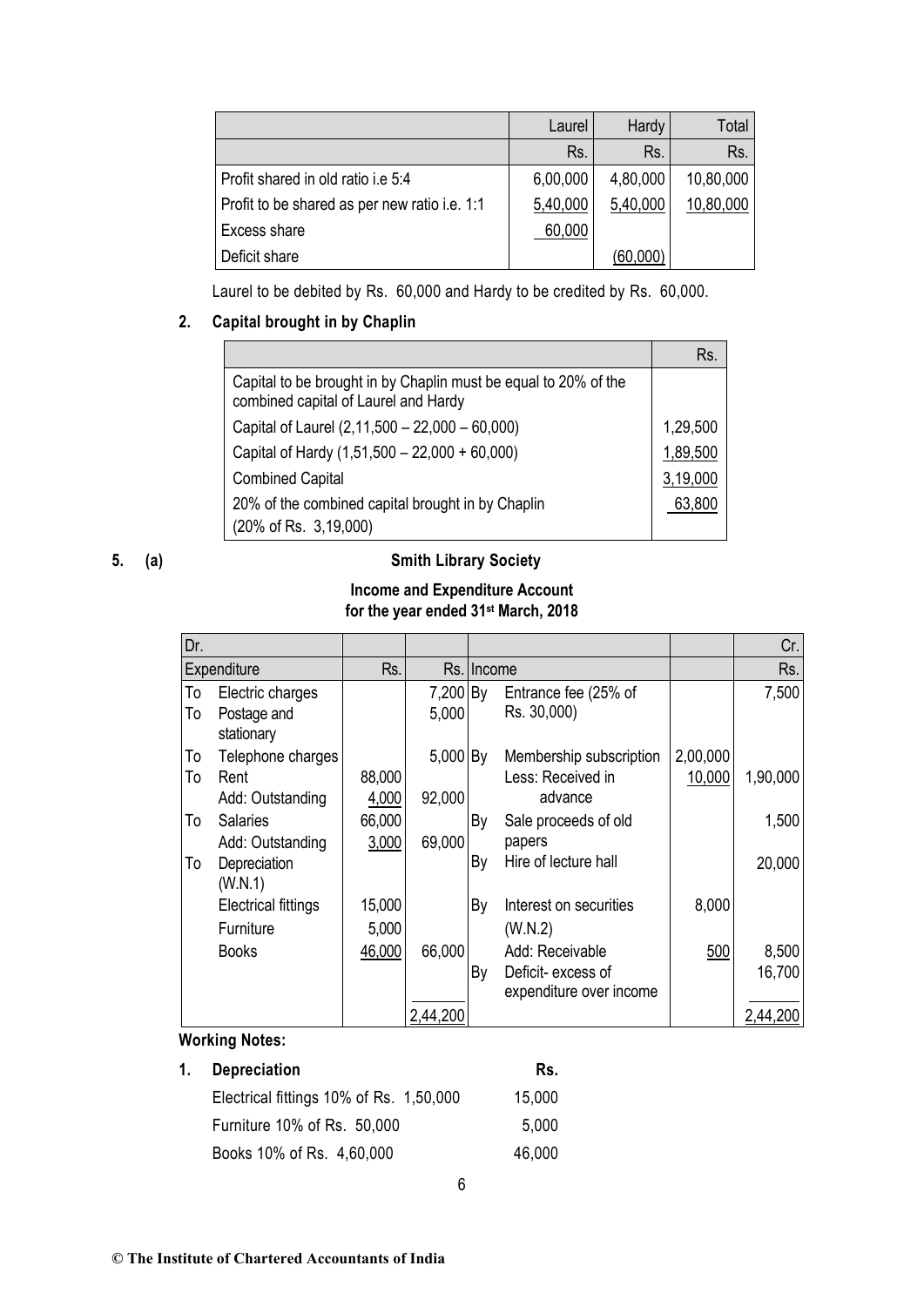| | Laurel | Hardy | Total |
|---|---|---|---|
| | Rs. | Rs. | Rs. |
| Profit shared in old ratio i.e 5:4 | 6,00,000 | 4,80,000 | 10,80,000 |
| Profit to be shared as per new ratio i.e. 1:1 | 5,40,000 | 5,40,000 | 10,80,000 |
| Excess share | 60,000 | | |
| Deficit share | | (60,000) | |

Laurel to be debited by Rs. 60,000 and Hardy to be credited by Rs. 60,000.

**2. Capital brought in by Chaplin**

| | Rs. |
|---|---|
| Capital to be brought in by Chaplin must be equal to 20% of the combined capital of Laurel and Hardy | |
| Capital of Laurel (2,11,500 – 22,000 – 60,000) | 1,29,500 |
| Capital of Hardy (1,51,500 – 22,000 + 60,000) | 1,89,500 |
| Combined Capital | 3,19,000 |
| 20% of the combined capital brought in by Chaplin (20% of Rs. 3,19,000) | 63,800 |

**5. (a) Smith Library Society**

**Income and Expenditure Account for the year ended 31st March, 2018**

| Dr. | | | | | | | Cr. |
|---|---|---|---|---|---|---|---|
| | Expenditure | Rs. | Rs. | | Income | | Rs. |
| To | Electric charges | | 7,200 | By | Entrance fee (25% of Rs. 30,000) | | 7,500 |
| To | Postage and stationary | | 5,000 | | | | |
| To | Telephone charges | | 5,000 | By | Membership subscription | 2,00,000 | |
| To | Rent | 88,000 | | | Less: Received in advance | 10,000 | 1,90,000 |
| | Add: Outstanding | 4,000 | 92,000 | | | | |
| To | Salaries | 66,000 | | By | Sale proceeds of old papers | | 1,500 |
| | Add: Outstanding | 3,000 | 69,000 | | | | |
| To | Depreciation (W.N.1) | | | By | Hire of lecture hall | | 20,000 |
| | Electrical fittings | 15,000 | | By | Interest on securities (W.N.2) | 8,000 | |
| | Furniture | 5,000 | | | | | |
| | Books | 46,000 | 66,000 | | Add: Receivable | 500 | 8,500 |
| | | | | By | Deficit- excess of expenditure over income | | 16,700 |
| | | | 2,44,200 | | | | 2,44,200 |

**Working Notes:**

| 1. Depreciation | Rs. |
|---|---|
| Electrical fittings 10% of Rs. 1,50,000 | 15,000 |
| Furniture 10% of Rs. 50,000 | 5,000 |
| Books 10% of Rs. 4,60,000 | 46,000 |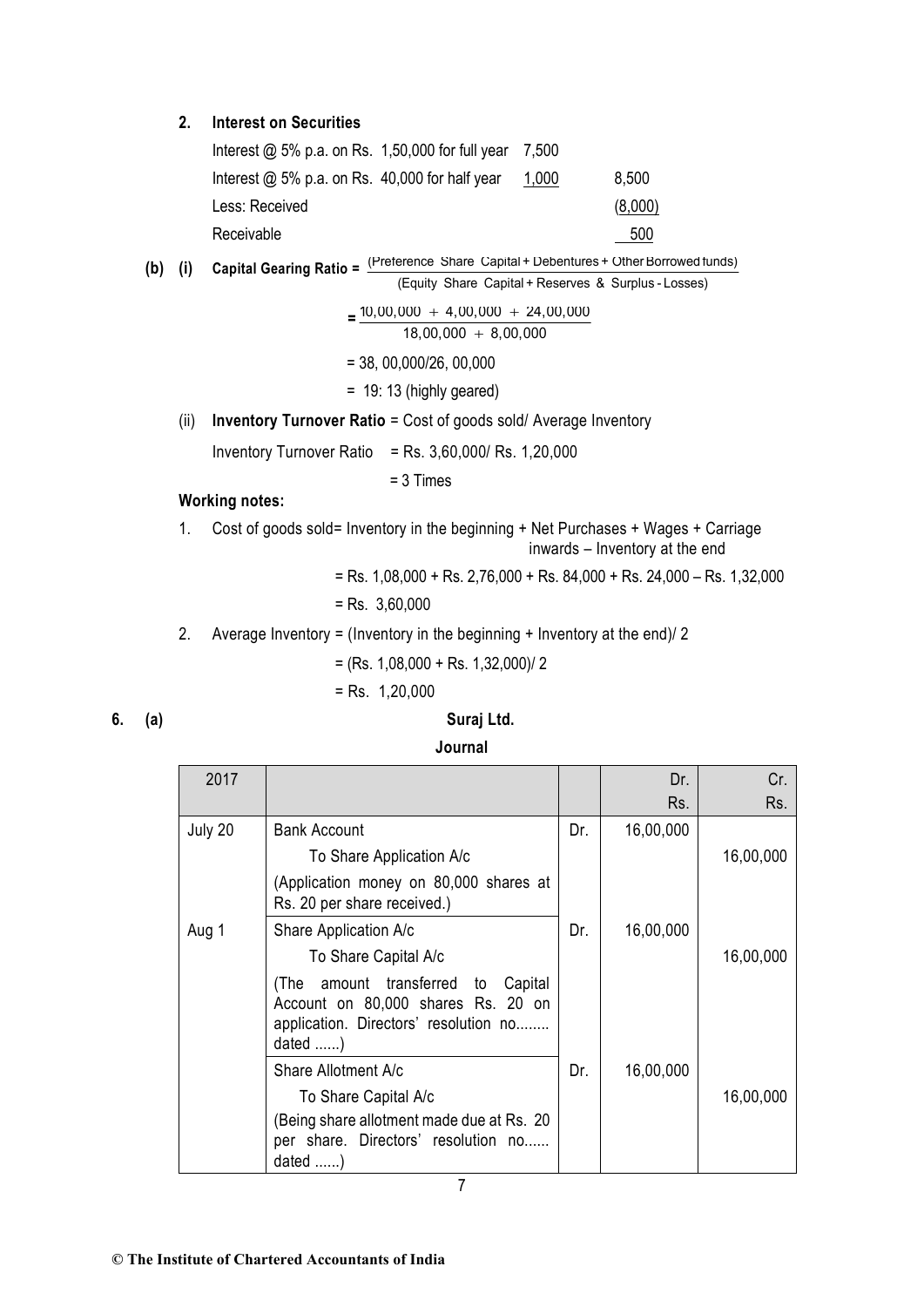**2. Interest on Securities**

| | | |
|---|---|---|
| Interest @ 5% p.a. on Rs. 1,50,000 for full year | 7,500 | |
| Interest @ 5% p.a. on Rs. 40,000 for half year | 1,000 | 8,500 |
| Less: Received | | (8,000) |
| Receivable | | 500 |

**(b) (i) Capital Gearing Ratio** = $\frac{\text{(Preference Share Capital + Debentures + Other Borrowed funds)}}{\text{(Equity Share Capital + Reserves \& Surplus - Losses)}}$

$$= \frac{10,00,000 + 4,00,000 + 24,00,000}{18,00,000 + 8,00,000}$$

= 38, 00,000/26, 00,000

= 19: 13 (highly geared)

(ii) **Inventory Turnover Ratio** = Cost of goods sold/ Average Inventory

Inventory Turnover Ratio = Rs. 3,60,000/ Rs. 1,20,000

= 3 Times

**Working notes:**

1. Cost of goods sold= Inventory in the beginning + Net Purchases + Wages + Carriage inwards – Inventory at the end

   = Rs. 1,08,000 + Rs. 2,76,000 + Rs. 84,000 + Rs. 24,000 – Rs. 1,32,000

   = Rs. 3,60,000

2. Average Inventory = (Inventory in the beginning + Inventory at the end)/ 2

   = (Rs. 1,08,000 + Rs. 1,32,000)/ 2

   = Rs. 1,20,000

**6. (a)**

**Suraj Ltd.**

**Journal**

| 2017 | | | Dr. Rs. | Cr. Rs. |
|---|---|---|---|---|
| July 20 | Bank Account | Dr. | 16,00,000 | |
| | To Share Application A/c | | | 16,00,000 |
| | (Application money on 80,000 shares at Rs. 20 per share received.) | | | |
| Aug 1 | Share Application A/c | Dr. | 16,00,000 | |
| | To Share Capital A/c | | | 16,00,000 |
| | (The amount transferred to Capital Account on 80,000 shares Rs. 20 on application. Directors' resolution no........ dated ......) | | | |
| | Share Allotment A/c | Dr. | 16,00,000 | |
| | To Share Capital A/c | | | 16,00,000 |
| | (Being share allotment made due at Rs. 20 per share. Directors' resolution no...... dated ......) | | | |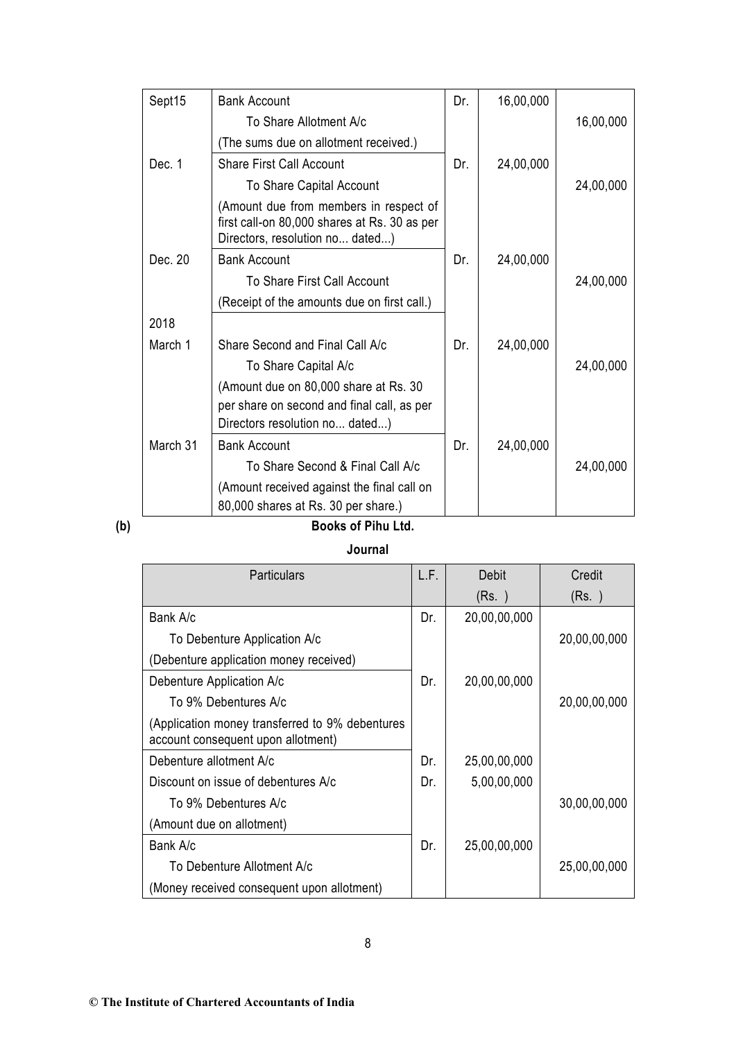| | | | | |
|---|---|---|---|---|
| Sept15 | Bank Account | Dr. | 16,00,000 | |
| | To Share Allotment A/c | | | 16,00,000 |
| | (The sums due on allotment received.) | | | |
| Dec. 1 | Share First Call Account | Dr. | 24,00,000 | |
| | To Share Capital Account | | | 24,00,000 |
| | (Amount due from members in respect of first call-on 80,000 shares at Rs. 30 as per Directors, resolution no... dated...) | | | |
| Dec. 20 | Bank Account | Dr. | 24,00,000 | |
| | To Share First Call Account | | | 24,00,000 |
| | (Receipt of the amounts due on first call.) | | | |
| 2018 | | | | |
| March 1 | Share Second and Final Call A/c | Dr. | 24,00,000 | |
| | To Share Capital A/c | | | 24,00,000 |
| | (Amount due on 80,000 share at Rs. 30 per share on second and final call, as per Directors resolution no... dated...) | | | |
| March 31 | Bank Account | Dr. | 24,00,000 | |
| | To Share Second & Final Call A/c | | | 24,00,000 |
| | (Amount received against the final call on 80,000 shares at Rs. 30 per share.) | | | |

**(b)** **Books of Pihu Ltd.**

**Journal**

| Particulars | L.F. | Debit (Rs. ) | Credit (Rs. ) |
|---|---|---|---|
| Bank A/c | Dr. | 20,00,00,000 | |
| To Debenture Application A/c | | | 20,00,00,000 |
| (Debenture application money received) | | | |
| Debenture Application A/c | Dr. | 20,00,00,000 | |
| To 9% Debentures A/c | | | 20,00,00,000 |
| (Application money transferred to 9% debentures account consequent upon allotment) | | | |
| Debenture allotment A/c | Dr. | 25,00,00,000 | |
| Discount on issue of debentures A/c | Dr. | 5,00,00,000 | |
| To 9% Debentures A/c | | | 30,00,00,000 |
| (Amount due on allotment) | | | |
| Bank A/c | Dr. | 25,00,00,000 | |
| To Debenture Allotment A/c | | | 25,00,00,000 |
| (Money received consequent upon allotment) | | | |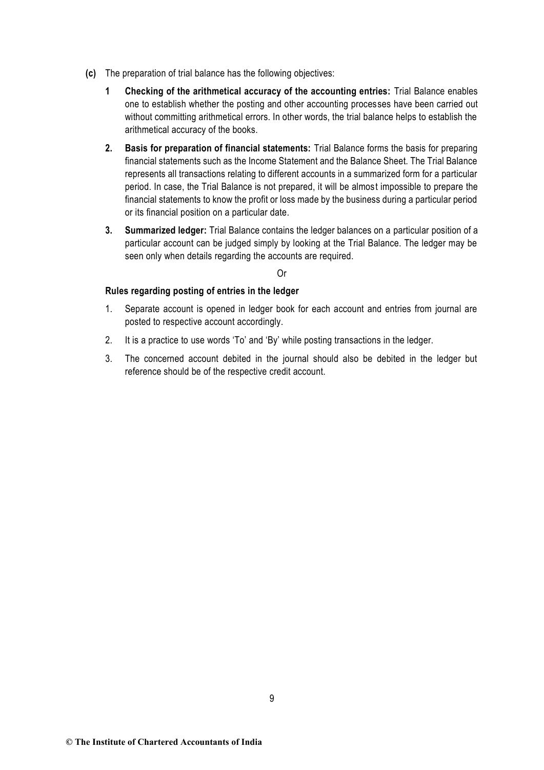**(c)** The preparation of trial balance has the following objectives:

1 **Checking of the arithmetical accuracy of the accounting entries:** Trial Balance enables one to establish whether the posting and other accounting processes have been carried out without committing arithmetical errors. In other words, the trial balance helps to establish the arithmetical accuracy of the books.

2. **Basis for preparation of financial statements:** Trial Balance forms the basis for preparing financial statements such as the Income Statement and the Balance Sheet. The Trial Balance represents all transactions relating to different accounts in a summarized form for a particular period. In case, the Trial Balance is not prepared, it will be almost impossible to prepare the financial statements to know the profit or loss made by the business during a particular period or its financial position on a particular date.

3. **Summarized ledger:** Trial Balance contains the ledger balances on a particular position of a particular account can be judged simply by looking at the Trial Balance. The ledger may be seen only when details regarding the accounts are required.

Or

**Rules regarding posting of entries in the ledger**

1. Separate account is opened in ledger book for each account and entries from journal are posted to respective account accordingly.
2. It is a practice to use words 'To' and 'By' while posting transactions in the ledger.
3. The concerned account debited in the journal should also be debited in the ledger but reference should be of the respective credit account.